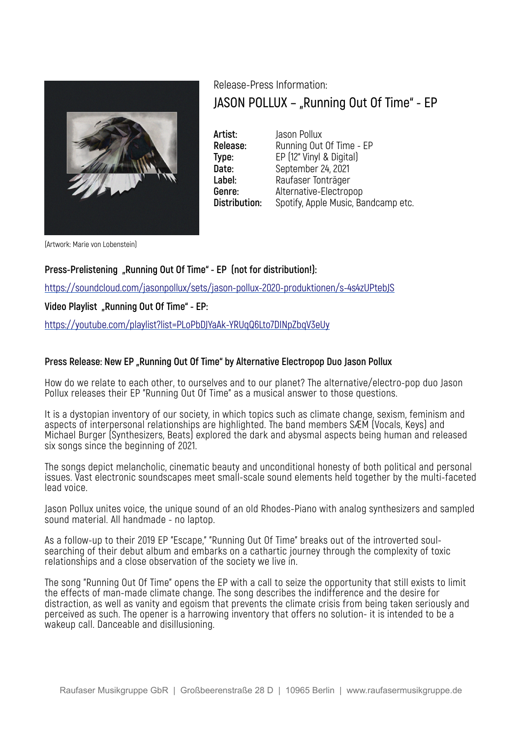(Artwork: Marie von Lobenstein)

Release-Press Information:

# JASON POLLUX – „Running Out Of Time" - EP

| | |
|---|---|
| **Artist:** | Jason Pollux |
| **Release:** | Running Out Of Time - EP |
| **Type:** | EP (12" Vinyl & Digital) |
| **Date:** | September 24, 2021 |
| **Label:** | Raufaser Tonträger |
| **Genre:** | Alternative-Electropop |
| **Distribution:** | Spotify, Apple Music, Bandcamp etc. |

**Press-Prelistening „Running Out Of Time" - EP (not for distribution!):**

https://soundcloud.com/jasonpollux/sets/jason-pollux-2020-produktionen/s-4s4zUPtebJS

**Video Playlist „Running Out Of Time" - EP:**

https://youtube.com/playlist?list=PLoPbDJYaAk-YRUqQ6Lto7DINpZbqV3eUy

### Press Release: New EP „Running Out Of Time" by Alternative Electropop Duo Jason Pollux

How do we relate to each other, to ourselves and to our planet? The alternative/electro-pop duo Jason Pollux releases their EP "Running Out Of Time" as a musical answer to those questions.

It is a dystopian inventory of our society, in which topics such as climate change, sexism, feminism and aspects of interpersonal relationships are highlighted. The band members SÆM (Vocals, Keys) and Michael Burger (Synthesizers, Beats) explored the dark and abysmal aspects being human and released six songs since the beginning of 2021.

The songs depict melancholic, cinematic beauty and unconditional honesty of both political and personal issues. Vast electronic soundscapes meet small-scale sound elements held together by the multi-faceted lead voice.

Jason Pollux unites voice, the unique sound of an old Rhodes-Piano with analog synthesizers and sampled sound material. All handmade - no laptop.

As a follow-up to their 2019 EP "Escape," "Running Out Of Time" breaks out of the introverted soul-searching of their debut album and embarks on a cathartic journey through the complexity of toxic relationships and a close observation of the society we live in.

The song "Running Out Of Time" opens the EP with a call to seize the opportunity that still exists to limit the effects of man-made climate change. The song describes the indifference and the desire for distraction, as well as vanity and egoism that prevents the climate crisis from being taken seriously and perceived as such. The opener is a harrowing inventory that offers no solution- it is intended to be a wakeup call. Danceable and disillusioning.

Raufaser Musikgruppe GbR | Großbeerenstraße 28 D | 10965 Berlin | www.raufasermusikgruppe.de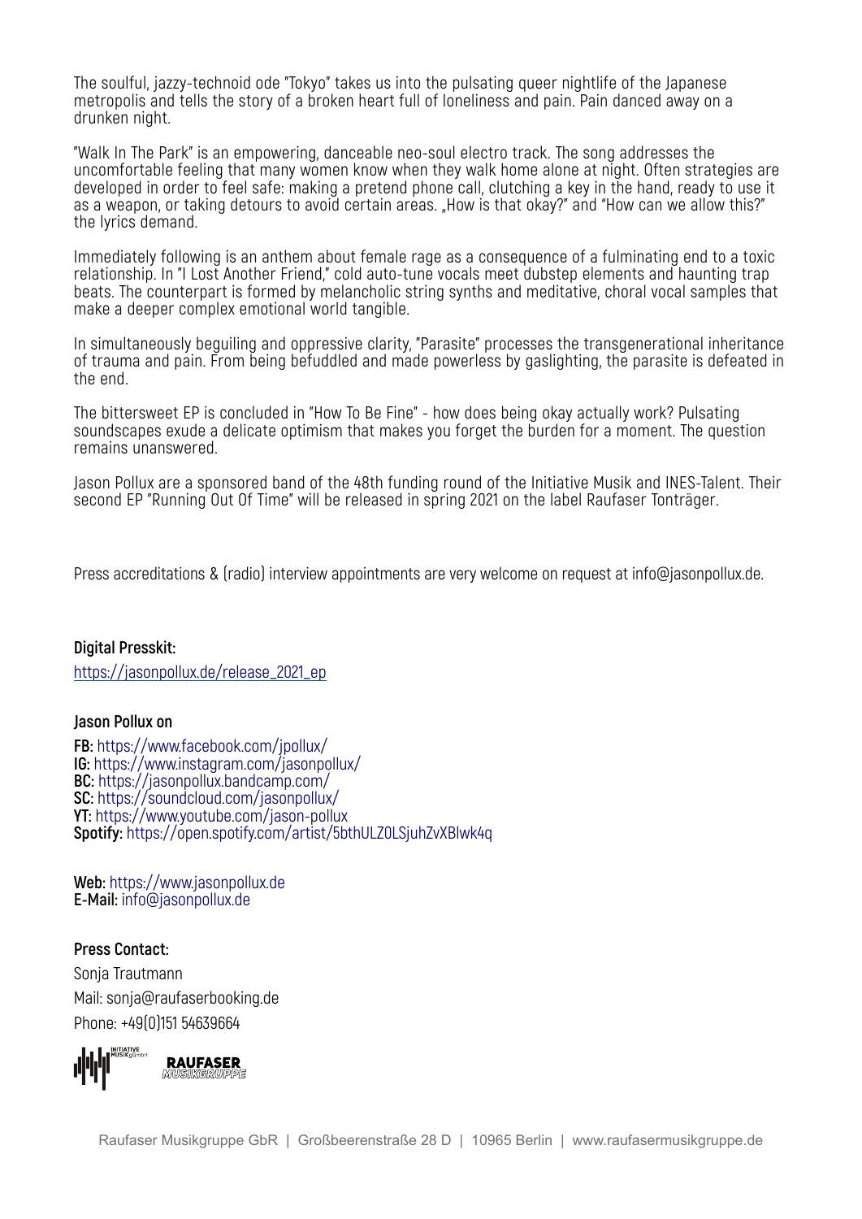The soulful, jazzy-technoid ode "Tokyo" takes us into the pulsating queer nightlife of the Japanese metropolis and tells the story of a broken heart full of loneliness and pain. Pain danced away on a drunken night.

"Walk In The Park" is an empowering, danceable neo-soul electro track. The song addresses the uncomfortable feeling that many women know when they walk home alone at night. Often strategies are developed in order to feel safe: making a pretend phone call, clutching a key in the hand, ready to use it as a weapon, or taking detours to avoid certain areas. „How is that okay?" and "How can we allow this?" the lyrics demand.

Immediately following is an anthem about female rage as a consequence of a fulminating end to a toxic relationship. In "I Lost Another Friend," cold auto-tune vocals meet dubstep elements and haunting trap beats. The counterpart is formed by melancholic string synths and meditative, choral vocal samples that make a deeper complex emotional world tangible.

In simultaneously beguiling and oppressive clarity, "Parasite" processes the transgenerational inheritance of trauma and pain. From being befuddled and made powerless by gaslighting, the parasite is defeated in the end.

The bittersweet EP is concluded in "How To Be Fine" - how does being okay actually work? Pulsating soundscapes exude a delicate optimism that makes you forget the burden for a moment. The question remains unanswered.

Jason Pollux are a sponsored band of the 48th funding round of the Initiative Musik and INES-Talent. Their second EP "Running Out Of Time" will be released in spring 2021 on the label Raufaser Tonträger.

Press accreditations & (radio) interview appointments are very welcome on request at info@jasonpollux.de.

**Digital Presskit:**
https://jasonpollux.de/release_2021_ep

**Jason Pollux on**

**FB:** https://www.facebook.com/jpollux/
**IG:** https://www.instagram.com/jasonpollux/
**BC:** https://jasonpollux.bandcamp.com/
**SC:** https://soundcloud.com/jasonpollux/
**YT:** https://www.youtube.com/jason-pollux
**Spotify:** https://open.spotify.com/artist/5bthULZ0LSjuhZvXBlwk4q

**Web:** https://www.jasonpollux.de
**E-Mail:** info@jasonpollux.de

**Press Contact:**

Sonja Trautmann

Mail: sonja@raufaserbooking.de

Phone: +49(0)151 54639664

INITIATIVE MUSIK gGmbH

RAUFASER MUSIKGRUPPE

Raufaser Musikgruppe GbR | Großbeerenstraße 28 D | 10965 Berlin | www.raufasermusikgruppe.de